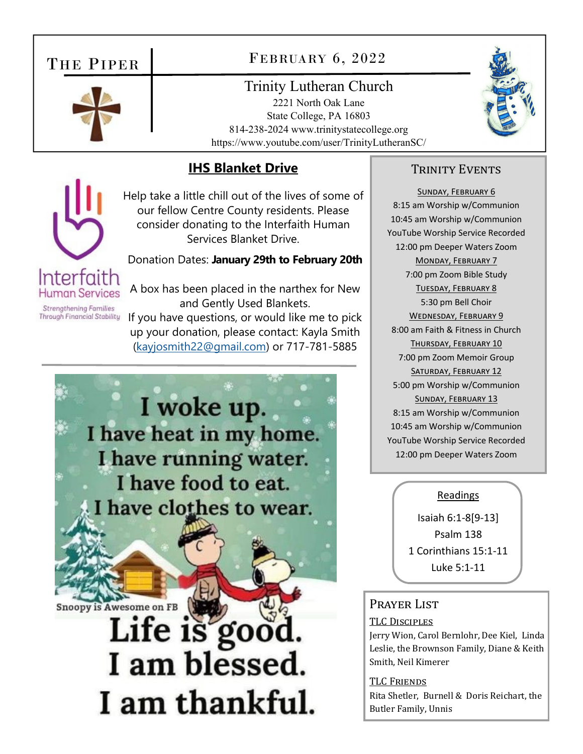# The Piper

## February 6, 2022

**Trinity Lutheran Church**
2221 North Oak Lane
State College, PA 16803
814-238-2024 www.trinitystatecollege.org
https://www.youtube.com/user/TrinityLutheranSC/

## IHS Blanket Drive

Interfaith Human Services
Strengthening Families Through Financial Stability

Help take a little chill out of the lives of some of our fellow Centre County residents. Please consider donating to the Interfaith Human Services Blanket Drive.

Donation Dates: **January 29th to February 20th**

A box has been placed in the narthex for New and Gently Used Blankets.
If you have questions, or would like me to pick up your donation, please contact: Kayla Smith (kayjosmith22@gmail.com) or 717-781-5885

I woke up.
I have heat in my home.
I have running water.
I have food to eat.
I have clothes to wear.

Snoopy is Awesome on FB

Life is good.
I am blessed.
I am thankful.

## Trinity Events

**Sunday, February 6**
8:15 am Worship w/Communion
10:45 am Worship w/Communion
YouTube Worship Service Recorded
12:00 pm Deeper Waters Zoom

**Monday, February 7**
7:00 pm Zoom Bible Study

**Tuesday, February 8**
5:30 pm Bell Choir

**Wednesday, February 9**
8:00 am Faith & Fitness in Church

**Thursday, February 10**
7:00 pm Zoom Memoir Group

**Saturday, February 12**
5:00 pm Worship w/Communion

**Sunday, February 13**
8:15 am Worship w/Communion
10:45 am Worship w/Communion
YouTube Worship Service Recorded
12:00 pm Deeper Waters Zoom

## Readings

Isaiah 6:1-8[9-13]
Psalm 138
1 Corinthians 15:1-11
Luke 5:1-11

## Prayer List

**TLC Disciples**
Jerry Wion, Carol Bernlohr, Dee Kiel, Linda Leslie, the Brownson Family, Diane & Keith Smith, Neil Kimerer

**TLC Friends**
Rita Shetler, Burnell & Doris Reichart, the Butler Family, Unnis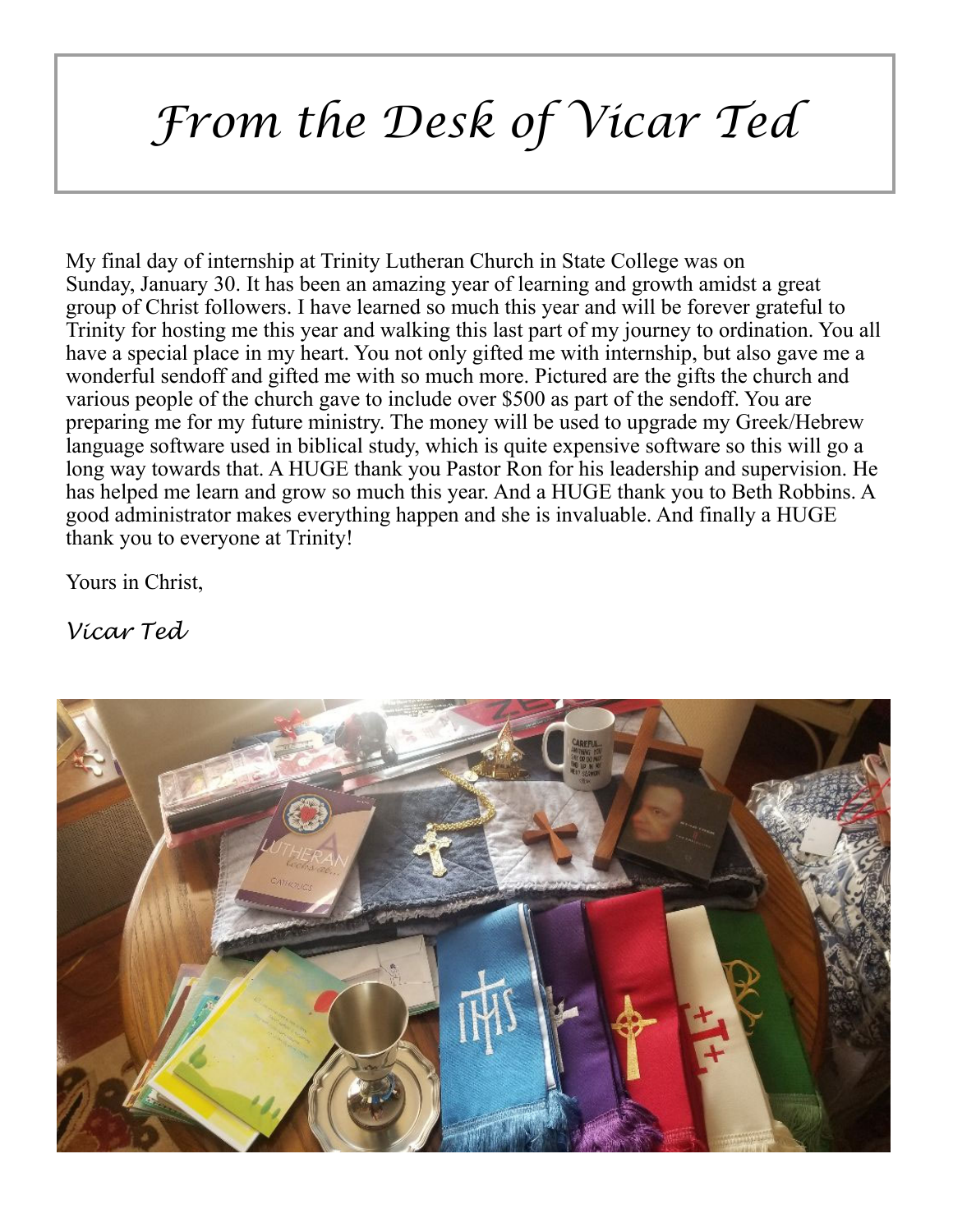# *From the Desk of Vicar Ted*

My final day of internship at Trinity Lutheran Church in State College was on Sunday, January 30. It has been an amazing year of learning and growth amidst a great group of Christ followers. I have learned so much this year and will be forever grateful to Trinity for hosting me this year and walking this last part of my journey to ordination. You all have a special place in my heart. You not only gifted me with internship, but also gave me a wonderful sendoff and gifted me with so much more. Pictured are the gifts the church and various people of the church gave to include over $500 as part of the sendoff. You are preparing me for my future ministry. The money will be used to upgrade my Greek/Hebrew language software used in biblical study, which is quite expensive software so this will go a long way towards that. A HUGE thank you Pastor Ron for his leadership and supervision. He has helped me learn and grow so much this year. And a HUGE thank you to Beth Robbins. A good administrator makes everything happen and she is invaluable. And finally a HUGE thank you to everyone at Trinity!

Yours in Christ,

*Vicar Ted*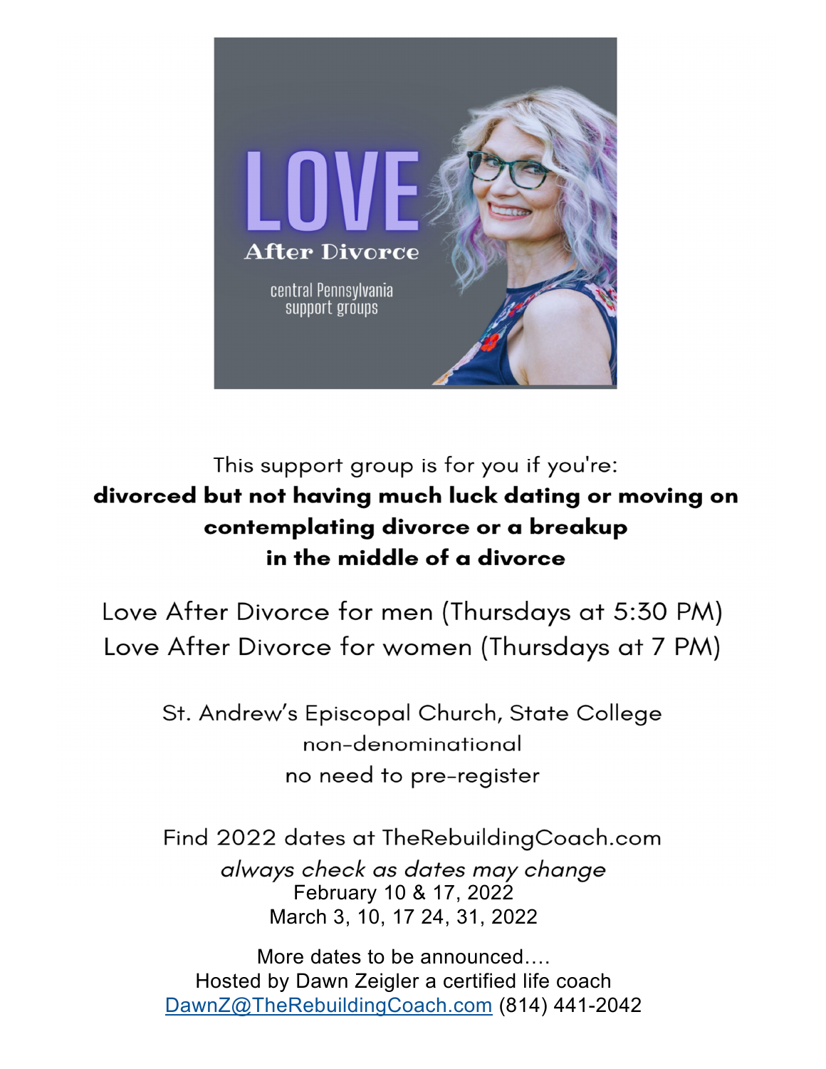# LOVE

## After Divorce

central Pennsylvania
support groups

This support group is for you if you're:

**divorced but not having much luck dating or moving on**
**contemplating divorce or a breakup**
**in the middle of a divorce**

Love After Divorce for men (Thursdays at 5:30 PM)
Love After Divorce for women (Thursdays at 7 PM)

St. Andrew's Episcopal Church, State College
non-denominational
no need to pre-register

Find 2022 dates at TheRebuildingCoach.com
*always check as dates may change*
February 10 & 17, 2022
March 3, 10, 17 24, 31, 2022

More dates to be announced....
Hosted by Dawn Zeigler a certified life coach
[DawnZ@TheRebuildingCoach.com](mailto:DawnZ@TheRebuildingCoach.com) (814) 441-2042